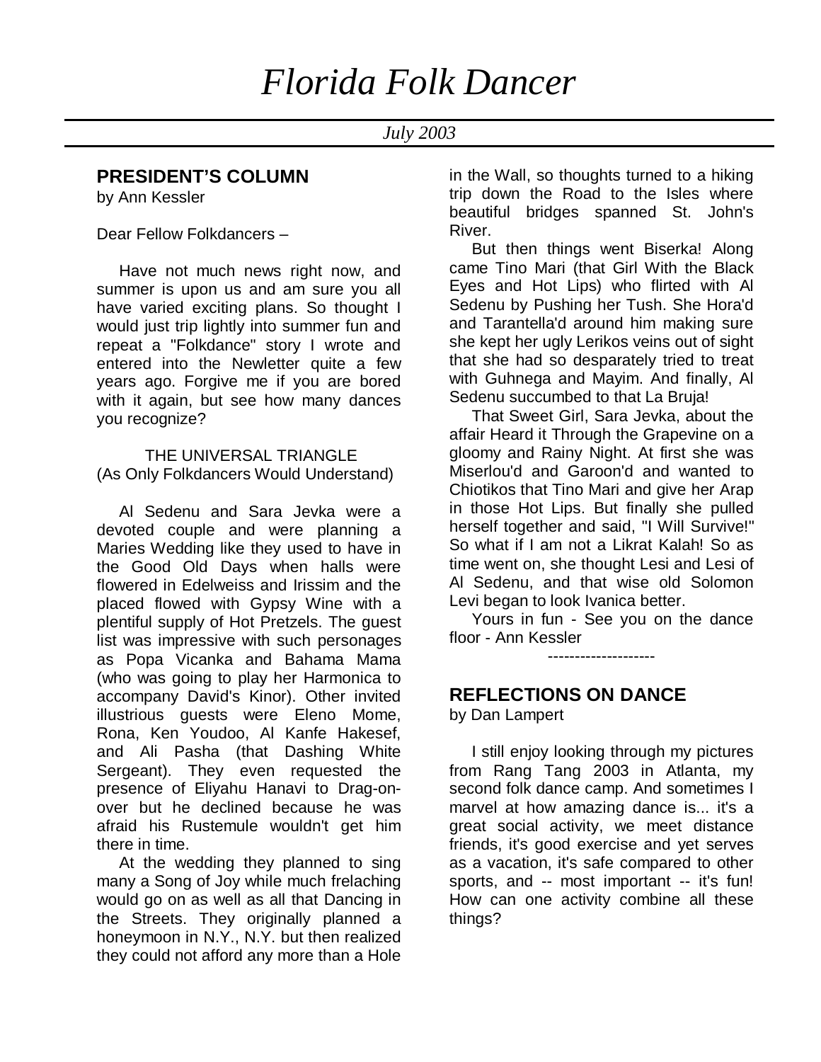# *Florida Folk Dancer*

*July 2003*

## PRESIDENT'S COLUMN

by Ann Kessler

Dear Fellow Folkdancers –

Have not much news right now, and summer is upon us and am sure you all have varied exciting plans. So thought I would just trip lightly into summer fun and repeat a "Folkdance" story I wrote and entered into the Newletter quite a few years ago. Forgive me if you are bored with it again, but see how many dances you recognize?

THE UNIVERSAL TRIANGLE
(As Only Folkdancers Would Understand)

Al Sedenu and Sara Jevka were a devoted couple and were planning a Maries Wedding like they used to have in the Good Old Days when halls were flowered in Edelweiss and Irissim and the placed flowed with Gypsy Wine with a plentiful supply of Hot Pretzels. The guest list was impressive with such personages as Popa Vicanka and Bahama Mama (who was going to play her Harmonica to accompany David's Kinor). Other invited illustrious guests were Eleno Mome, Rona, Ken Youdoo, Al Kanfe Hakesef, and Ali Pasha (that Dashing White Sergeant). They even requested the presence of Eliyahu Hanavi to Drag-on-over but he declined because he was afraid his Rustemule wouldn't get him there in time.

At the wedding they planned to sing many a Song of Joy while much frelaching would go on as well as all that Dancing in the Streets. They originally planned a honeymoon in N.Y., N.Y. but then realized they could not afford any more than a Hole in the Wall, so thoughts turned to a hiking trip down the Road to the Isles where beautiful bridges spanned St. John's River.

But then things went Biserka! Along came Tino Mari (that Girl With the Black Eyes and Hot Lips) who flirted with Al Sedenu by Pushing her Tush. She Hora'd and Tarantella'd around him making sure she kept her ugly Lerikos veins out of sight that she had so desparately tried to treat with Guhnega and Mayim. And finally, Al Sedenu succumbed to that La Bruja!

That Sweet Girl, Sara Jevka, about the affair Heard it Through the Grapevine on a gloomy and Rainy Night. At first she was Miserlou'd and Garoon'd and wanted to Chiotikos that Tino Mari and give her Arap in those Hot Lips. But finally she pulled herself together and said, "I Will Survive!" So what if I am not a Likrat Kalah! So as time went on, she thought Lesi and Lesi of Al Sedenu, and that wise old Solomon Levi began to look Ivanica better.

Yours in fun - See you on the dance floor - Ann Kessler

--------------------

## REFLECTIONS ON DANCE

by Dan Lampert

I still enjoy looking through my pictures from Rang Tang 2003 in Atlanta, my second folk dance camp. And sometimes I marvel at how amazing dance is... it's a great social activity, we meet distance friends, it's good exercise and yet serves as a vacation, it's safe compared to other sports, and -- most important -- it's fun! How can one activity combine all these things?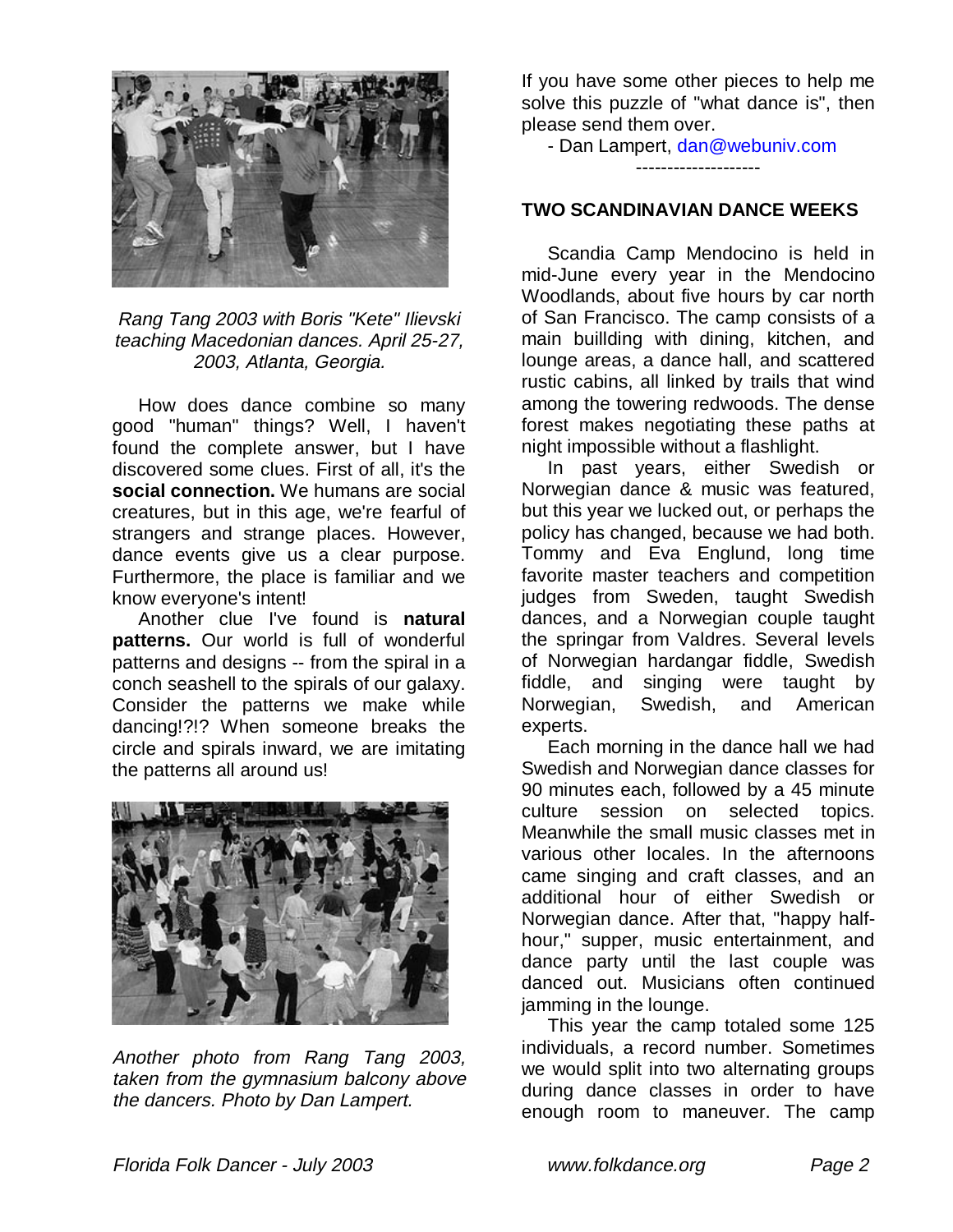*Rang Tang 2003 with Boris "Kete" Ilievski teaching Macedonian dances. April 25-27, 2003, Atlanta, Georgia.*

How does dance combine so many good "human" things? Well, I haven't found the complete answer, but I have discovered some clues. First of all, it's the **social connection.** We humans are social creatures, but in this age, we're fearful of strangers and strange places. However, dance events give us a clear purpose. Furthermore, the place is familiar and we know everyone's intent!

Another clue I've found is **natural patterns.** Our world is full of wonderful patterns and designs -- from the spiral in a conch seashell to the spirals of our galaxy. Consider the patterns we make while dancing!?!? When someone breaks the circle and spirals inward, we are imitating the patterns all around us!

*Another photo from Rang Tang 2003, taken from the gymnasium balcony above the dancers. Photo by Dan Lampert.*

If you have some other pieces to help me solve this puzzle of "what dance is", then please send them over.

- Dan Lampert, dan@webuniv.com

--------------------

## TWO SCANDINAVIAN DANCE WEEKS

Scandia Camp Mendocino is held in mid-June every year in the Mendocino Woodlands, about five hours by car north of San Francisco. The camp consists of a main buillding with dining, kitchen, and lounge areas, a dance hall, and scattered rustic cabins, all linked by trails that wind among the towering redwoods. The dense forest makes negotiating these paths at night impossible without a flashlight.

In past years, either Swedish or Norwegian dance & music was featured, but this year we lucked out, or perhaps the policy has changed, because we had both. Tommy and Eva Englund, long time favorite master teachers and competition judges from Sweden, taught Swedish dances, and a Norwegian couple taught the springar from Valdres. Several levels of Norwegian hardangar fiddle, Swedish fiddle, and singing were taught by Norwegian, Swedish, and American experts.

Each morning in the dance hall we had Swedish and Norwegian dance classes for 90 minutes each, followed by a 45 minute culture session on selected topics. Meanwhile the small music classes met in various other locales. In the afternoons came singing and craft classes, and an additional hour of either Swedish or Norwegian dance. After that, "happy half-hour," supper, music entertainment, and dance party until the last couple was danced out. Musicians often continued jamming in the lounge.

This year the camp totaled some 125 individuals, a record number. Sometimes we would split into two alternating groups during dance classes in order to have enough room to maneuver. The camp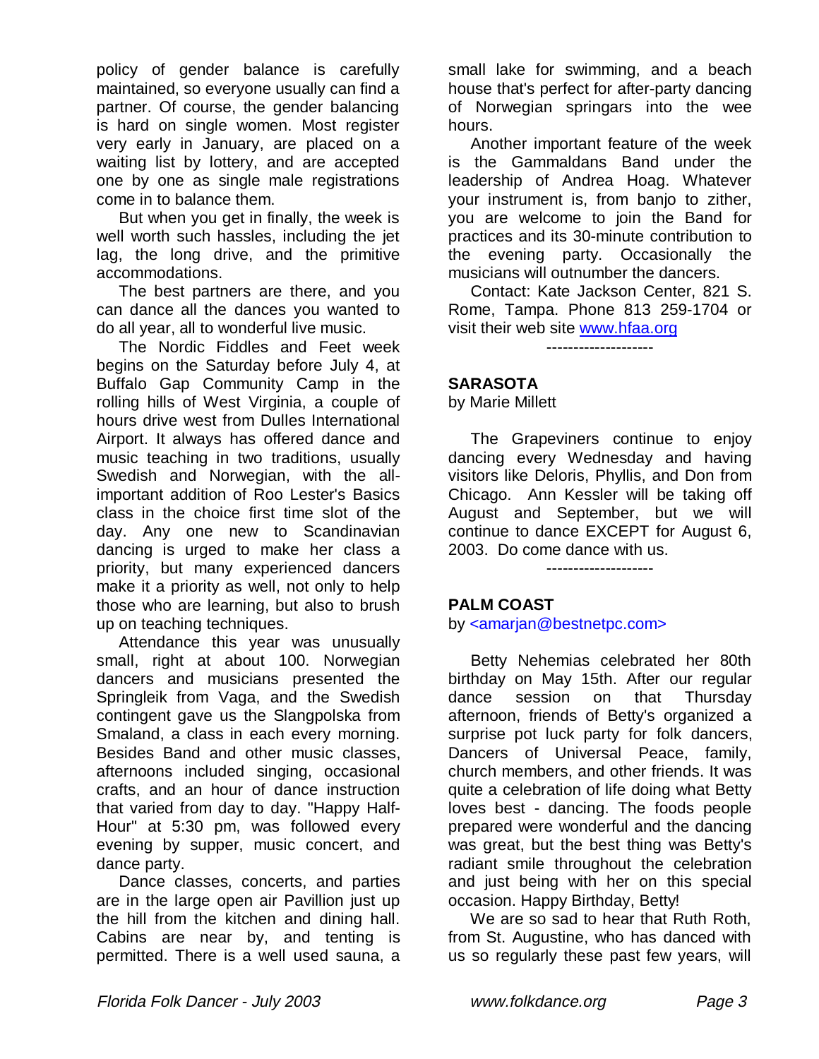policy of gender balance is carefully maintained, so everyone usually can find a partner. Of course, the gender balancing is hard on single women. Most register very early in January, are placed on a waiting list by lottery, and are accepted one by one as single male registrations come in to balance them.

But when you get in finally, the week is well worth such hassles, including the jet lag, the long drive, and the primitive accommodations.

The best partners are there, and you can dance all the dances you wanted to do all year, all to wonderful live music.

The Nordic Fiddles and Feet week begins on the Saturday before July 4, at Buffalo Gap Community Camp in the rolling hills of West Virginia, a couple of hours drive west from Dulles International Airport. It always has offered dance and music teaching in two traditions, usually Swedish and Norwegian, with the all-important addition of Roo Lester's Basics class in the choice first time slot of the day. Any one new to Scandinavian dancing is urged to make her class a priority, but many experienced dancers make it a priority as well, not only to help those who are learning, but also to brush up on teaching techniques.

Attendance this year was unusually small, right at about 100. Norwegian dancers and musicians presented the Springleik from Vaga, and the Swedish contingent gave us the Slangpolska from Smaland, a class in each every morning. Besides Band and other music classes, afternoons included singing, occasional crafts, and an hour of dance instruction that varied from day to day. "Happy Half-Hour" at 5:30 pm, was followed every evening by supper, music concert, and dance party.

Dance classes, concerts, and parties are in the large open air Pavillion just up the hill from the kitchen and dining hall. Cabins are near by, and tenting is permitted. There is a well used sauna, a small lake for swimming, and a beach house that's perfect for after-party dancing of Norwegian springars into the wee hours.

Another important feature of the week is the Gammaldans Band under the leadership of Andrea Hoag. Whatever your instrument is, from banjo to zither, you are welcome to join the Band for practices and its 30-minute contribution to the evening party. Occasionally the musicians will outnumber the dancers.

Contact: Kate Jackson Center, 821 S. Rome, Tampa. Phone 813 259-1704 or visit their web site www.hfaa.org

--------------------

**SARASOTA**
by Marie Millett

The Grapeviners continue to enjoy dancing every Wednesday and having visitors like Deloris, Phyllis, and Don from Chicago. Ann Kessler will be taking off August and September, but we will continue to dance EXCEPT for August 6, 2003. Do come dance with us.

--------------------

**PALM COAST**
by <amarjan@bestnetpc.com>

Betty Nehemias celebrated her 80th birthday on May 15th. After our regular dance session on that Thursday afternoon, friends of Betty's organized a surprise pot luck party for folk dancers, Dancers of Universal Peace, family, church members, and other friends. It was quite a celebration of life doing what Betty loves best - dancing. The foods people prepared were wonderful and the dancing was great, but the best thing was Betty's radiant smile throughout the celebration and just being with her on this special occasion. Happy Birthday, Betty!

We are so sad to hear that Ruth Roth, from St. Augustine, who has danced with us so regularly these past few years, will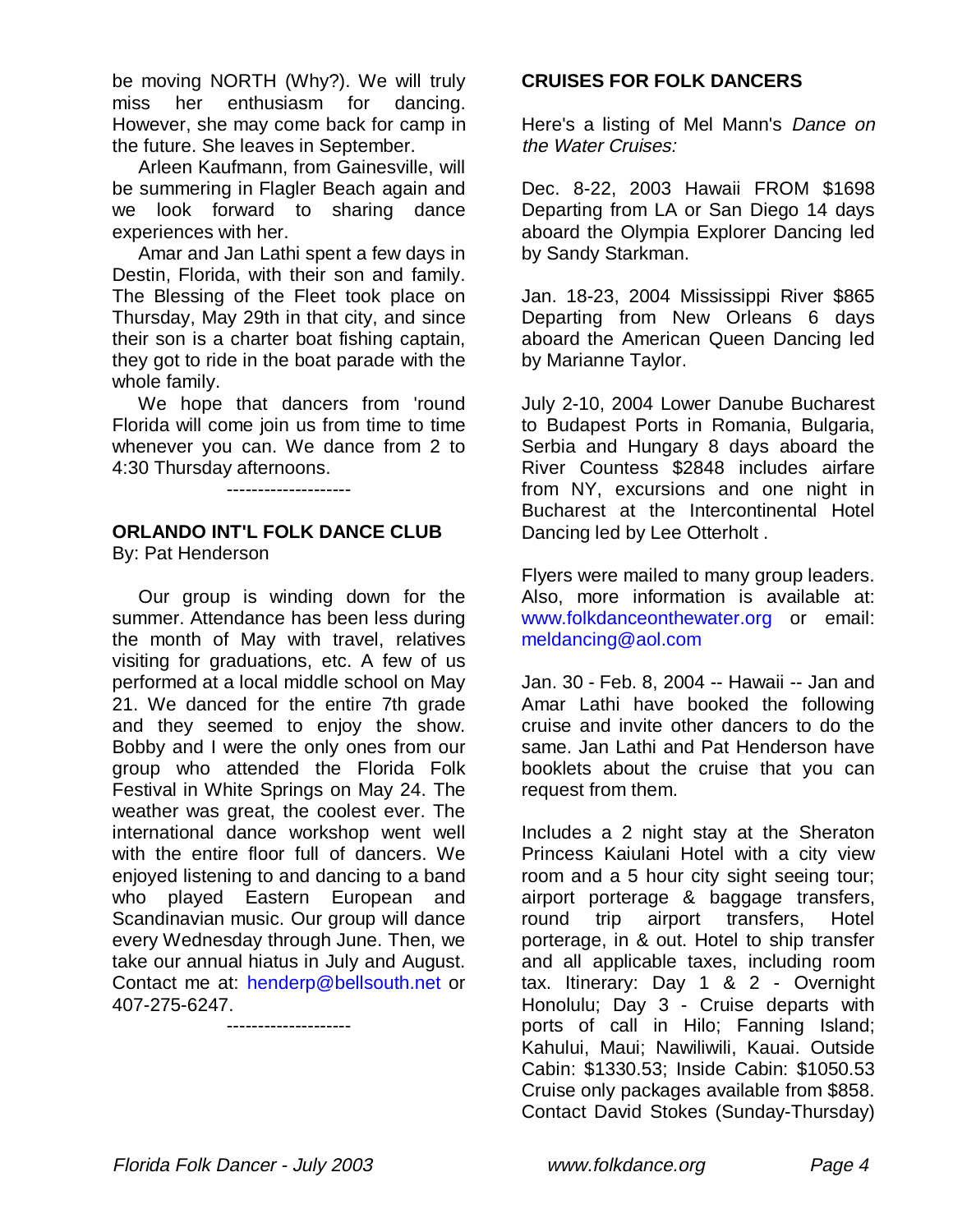be moving NORTH (Why?). We will truly miss her enthusiasm for dancing. However, she may come back for camp in the future. She leaves in September.

Arleen Kaufmann, from Gainesville, will be summering in Flagler Beach again and we look forward to sharing dance experiences with her.

Amar and Jan Lathi spent a few days in Destin, Florida, with their son and family. The Blessing of the Fleet took place on Thursday, May 29th in that city, and since their son is a charter boat fishing captain, they got to ride in the boat parade with the whole family.

We hope that dancers from 'round Florida will come join us from time to time whenever you can. We dance from 2 to 4:30 Thursday afternoons.

--------------------

**ORLANDO INT'L FOLK DANCE CLUB**
By: Pat Henderson

Our group is winding down for the summer. Attendance has been less during the month of May with travel, relatives visiting for graduations, etc. A few of us performed at a local middle school on May 21. We danced for the entire 7th grade and they seemed to enjoy the show. Bobby and I were the only ones from our group who attended the Florida Folk Festival in White Springs on May 24. The weather was great, the coolest ever. The international dance workshop went well with the entire floor full of dancers. We enjoyed listening to and dancing to a band who played Eastern European and Scandinavian music. Our group will dance every Wednesday through June. Then, we take our annual hiatus in July and August. Contact me at: henderp@bellsouth.net or 407-275-6247.

--------------------

**CRUISES FOR FOLK DANCERS**

Here's a listing of Mel Mann's *Dance on the Water Cruises:*

Dec. 8-22, 2003 Hawaii FROM $1698 Departing from LA or San Diego 14 days aboard the Olympia Explorer Dancing led by Sandy Starkman.

Jan. 18-23, 2004 Mississippi River $865 Departing from New Orleans 6 days aboard the American Queen Dancing led by Marianne Taylor.

July 2-10, 2004 Lower Danube Bucharest to Budapest Ports in Romania, Bulgaria, Serbia and Hungary 8 days aboard the River Countess $2848 includes airfare from NY, excursions and one night in Bucharest at the Intercontinental Hotel Dancing led by Lee Otterholt .

Flyers were mailed to many group leaders. Also, more information is available at: www.folkdanceonthewater.org or email: meldancing@aol.com

Jan. 30 - Feb. 8, 2004 -- Hawaii -- Jan and Amar Lathi have booked the following cruise and invite other dancers to do the same. Jan Lathi and Pat Henderson have booklets about the cruise that you can request from them.

Includes a 2 night stay at the Sheraton Princess Kaiulani Hotel with a city view room and a 5 hour city sight seeing tour; airport porterage & baggage transfers, round trip airport transfers, Hotel porterage, in & out. Hotel to ship transfer and all applicable taxes, including room tax. Itinerary: Day 1 & 2 - Overnight Honolulu; Day 3 - Cruise departs with ports of call in Hilo; Fanning Island; Kahului, Maui; Nawiliwili, Kauai. Outside Cabin: $1330.53; Inside Cabin: $1050.53 Cruise only packages available from $858. Contact David Stokes (Sunday-Thursday)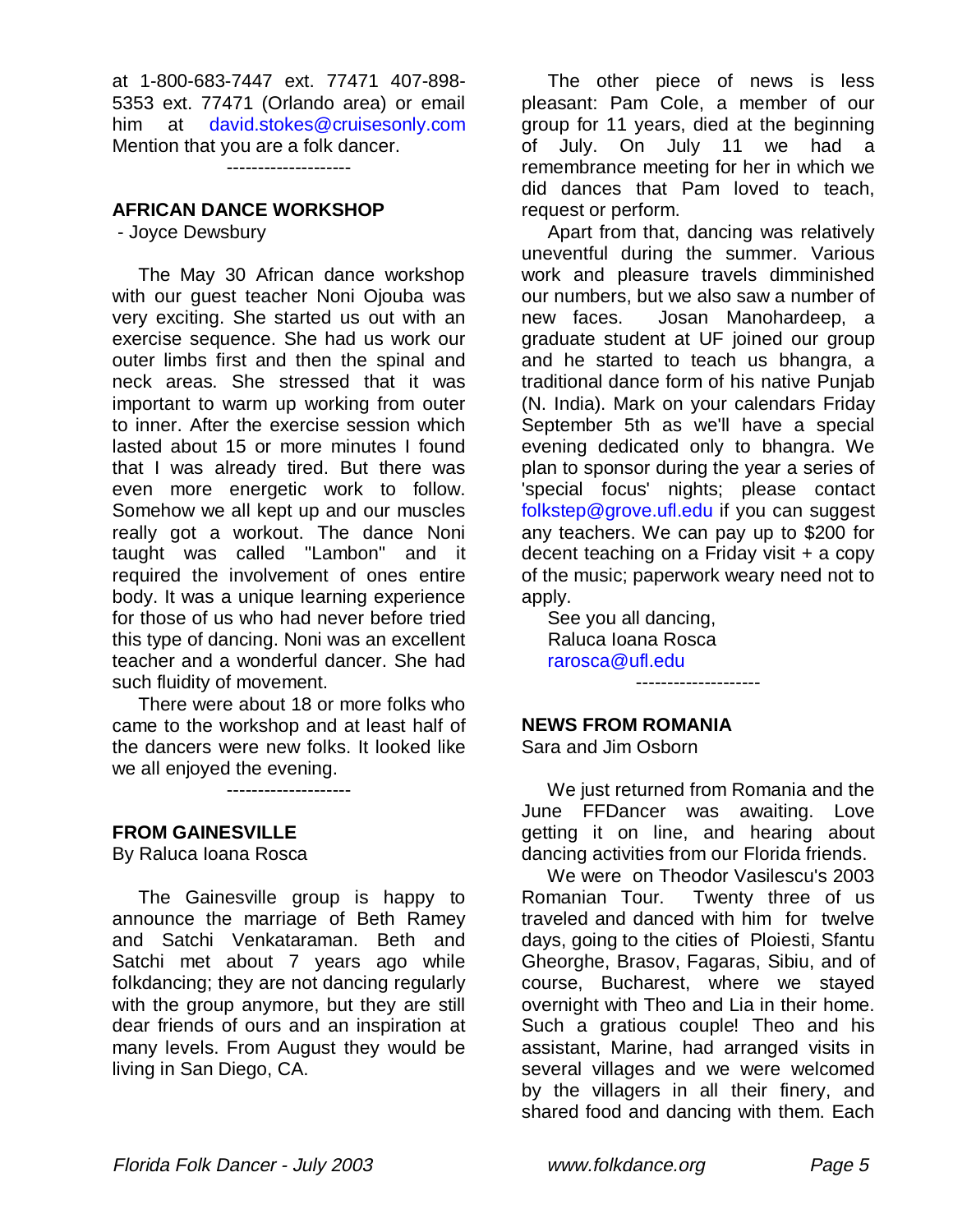at 1-800-683-7447 ext. 77471 407-898-5353 ext. 77471 (Orlando area) or email him at david.stokes@cruisesonly.com Mention that you are a folk dancer.

--------------------

## AFRICAN DANCE WORKSHOP

- Joyce Dewsbury

The May 30 African dance workshop with our guest teacher Noni Ojouba was very exciting. She started us out with an exercise sequence. She had us work our outer limbs first and then the spinal and neck areas. She stressed that it was important to warm up working from outer to inner. After the exercise session which lasted about 15 or more minutes I found that I was already tired. But there was even more energetic work to follow. Somehow we all kept up and our muscles really got a workout. The dance Noni taught was called "Lambon" and it required the involvement of ones entire body. It was a unique learning experience for those of us who had never before tried this type of dancing. Noni was an excellent teacher and a wonderful dancer. She had such fluidity of movement.

There were about 18 or more folks who came to the workshop and at least half of the dancers were new folks. It looked like we all enjoyed the evening.

--------------------

## FROM GAINESVILLE

By Raluca Ioana Rosca

The Gainesville group is happy to announce the marriage of Beth Ramey and Satchi Venkataraman. Beth and Satchi met about 7 years ago while folkdancing; they are not dancing regularly with the group anymore, but they are still dear friends of ours and an inspiration at many levels. From August they would be living in San Diego, CA.

The other piece of news is less pleasant: Pam Cole, a member of our group for 11 years, died at the beginning of July. On July 11 we had a remembrance meeting for her in which we did dances that Pam loved to teach, request or perform.

Apart from that, dancing was relatively uneventful during the summer. Various work and pleasure travels dimminished our numbers, but we also saw a number of new faces. Josan Manohardeep, a graduate student at UF joined our group and he started to teach us bhangra, a traditional dance form of his native Punjab (N. India). Mark on your calendars Friday September 5th as we'll have a special evening dedicated only to bhangra. We plan to sponsor during the year a series of 'special focus' nights; please contact folkstep@grove.ufl.edu if you can suggest any teachers. We can pay up to $200 for decent teaching on a Friday visit + a copy of the music; paperwork weary need not to apply.

See you all dancing,
Raluca Ioana Rosca
rarosca@ufl.edu

--------------------

## NEWS FROM ROMANIA

Sara and Jim Osborn

We just returned from Romania and the June FFDancer was awaiting. Love getting it on line, and hearing about dancing activities from our Florida friends.

We were on Theodor Vasilescu's 2003 Romanian Tour. Twenty three of us traveled and danced with him for twelve days, going to the cities of Ploiesti, Sfantu Gheorghe, Brasov, Fagaras, Sibiu, and of course, Bucharest, where we stayed overnight with Theo and Lia in their home. Such a gratious couple! Theo and his assistant, Marine, had arranged visits in several villages and we were welcomed by the villagers in all their finery, and shared food and dancing with them. Each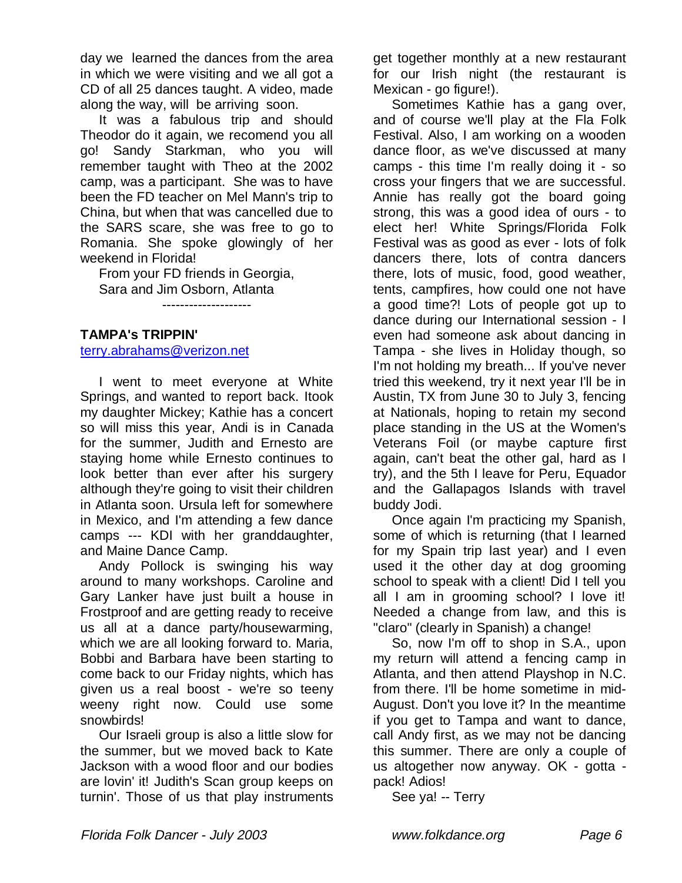day we learned the dances from the area in which we were visiting and we all got a CD of all 25 dances taught. A video, made along the way, will be arriving soon.

It was a fabulous trip and should Theodor do it again, we recomend you all go! Sandy Starkman, who you will remember taught with Theo at the 2002 camp, was a participant. She was to have been the FD teacher on Mel Mann's trip to China, but when that was cancelled due to the SARS scare, she was free to go to Romania. She spoke glowingly of her weekend in Florida!

From your FD friends in Georgia,
Sara and Jim Osborn, Atlanta

--------------------

**TAMPA's TRIPPIN'**

terry.abrahams@verizon.net

I went to meet everyone at White Springs, and wanted to report back. Itook my daughter Mickey; Kathie has a concert so will miss this year, Andi is in Canada for the summer, Judith and Ernesto are staying home while Ernesto continues to look better than ever after his surgery although they're going to visit their children in Atlanta soon. Ursula left for somewhere in Mexico, and I'm attending a few dance camps --- KDI with her granddaughter, and Maine Dance Camp.

Andy Pollock is swinging his way around to many workshops. Caroline and Gary Lanker have just built a house in Frostproof and are getting ready to receive us all at a dance party/housewarming, which we are all looking forward to. Maria, Bobbi and Barbara have been starting to come back to our Friday nights, which has given us a real boost - we're so teeny weeny right now. Could use some snowbirds!

Our Israeli group is also a little slow for the summer, but we moved back to Kate Jackson with a wood floor and our bodies are lovin' it! Judith's Scan group keeps on turnin'. Those of us that play instruments get together monthly at a new restaurant for our Irish night (the restaurant is Mexican - go figure!).

Sometimes Kathie has a gang over, and of course we'll play at the Fla Folk Festival. Also, I am working on a wooden dance floor, as we've discussed at many camps - this time I'm really doing it - so cross your fingers that we are successful. Annie has really got the board going strong, this was a good idea of ours - to elect her! White Springs/Florida Folk Festival was as good as ever - lots of folk dancers there, lots of contra dancers there, lots of music, food, good weather, tents, campfires, how could one not have a good time?! Lots of people got up to dance during our International session - I even had someone ask about dancing in Tampa - she lives in Holiday though, so I'm not holding my breath... If you've never tried this weekend, try it next year I'll be in Austin, TX from June 30 to July 3, fencing at Nationals, hoping to retain my second place standing in the US at the Women's Veterans Foil (or maybe capture first again, can't beat the other gal, hard as I try), and the 5th I leave for Peru, Equador and the Gallapagos Islands with travel buddy Jodi.

Once again I'm practicing my Spanish, some of which is returning (that I learned for my Spain trip last year) and I even used it the other day at dog grooming school to speak with a client! Did I tell you all I am in grooming school? I love it! Needed a change from law, and this is "claro" (clearly in Spanish) a change!

So, now I'm off to shop in S.A., upon my return will attend a fencing camp in Atlanta, and then attend Playshop in N.C. from there. I'll be home sometime in mid-August. Don't you love it? In the meantime if you get to Tampa and want to dance, call Andy first, as we may not be dancing this summer. There are only a couple of us altogether now anyway. OK - gotta - pack! Adios!

See ya! -- Terry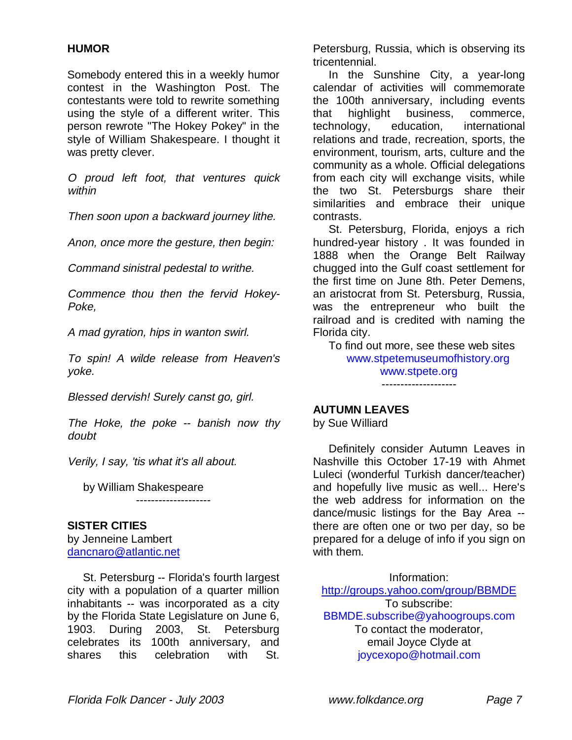## HUMOR

Somebody entered this in a weekly humor contest in the Washington Post. The contestants were told to rewrite something using the style of a different writer. This person rewrote "The Hokey Pokey" in the style of William Shakespeare. I thought it was pretty clever.

*O proud left foot, that ventures quick within*

*Then soon upon a backward journey lithe.*

*Anon, once more the gesture, then begin:*

*Command sinistral pedestal to writhe.*

*Commence thou then the fervid Hokey-Poke,*

*A mad gyration, hips in wanton swirl.*

*To spin! A wilde release from Heaven's yoke.*

*Blessed dervish! Surely canst go, girl.*

*The Hoke, the poke -- banish now thy doubt*

*Verily, I say, 'tis what it's all about.*

by William Shakespeare

--------------------

## SISTER CITIES

by Jenneine Lambert
dancnaro@atlantic.net

St. Petersburg -- Florida's fourth largest city with a population of a quarter million inhabitants -- was incorporated as a city by the Florida State Legislature on June 6, 1903. During 2003, St. Petersburg celebrates its 100th anniversary, and shares this celebration with St. Petersburg, Russia, which is observing its tricentennial.

In the Sunshine City, a year-long calendar of activities will commemorate the 100th anniversary, including events that highlight business, commerce, technology, education, international relations and trade, recreation, sports, the environment, tourism, arts, culture and the community as a whole. Official delegations from each city will exchange visits, while the two St. Petersburgs share their similarities and embrace their unique contrasts.

St. Petersburg, Florida, enjoys a rich hundred-year history . It was founded in 1888 when the Orange Belt Railway chugged into the Gulf coast settlement for the first time on June 8th. Peter Demens, an aristocrat from St. Petersburg, Russia, was the entrepreneur who built the railroad and is credited with naming the Florida city.

To find out more, see these web sites
www.stpetemuseumofhistory.org
www.stpete.org

--------------------

## AUTUMN LEAVES

by Sue Williard

Definitely consider Autumn Leaves in Nashville this October 17-19 with Ahmet Luleci (wonderful Turkish dancer/teacher) and hopefully live music as well... Here's the web address for information on the dance/music listings for the Bay Area -- there are often one or two per day, so be prepared for a deluge of info if you sign on with them.

Information:
http://groups.yahoo.com/group/BBMDE
To subscribe:
BBMDE.subscribe@yahoogroups.com
To contact the moderator,
email Joyce Clyde at
joycexopo@hotmail.com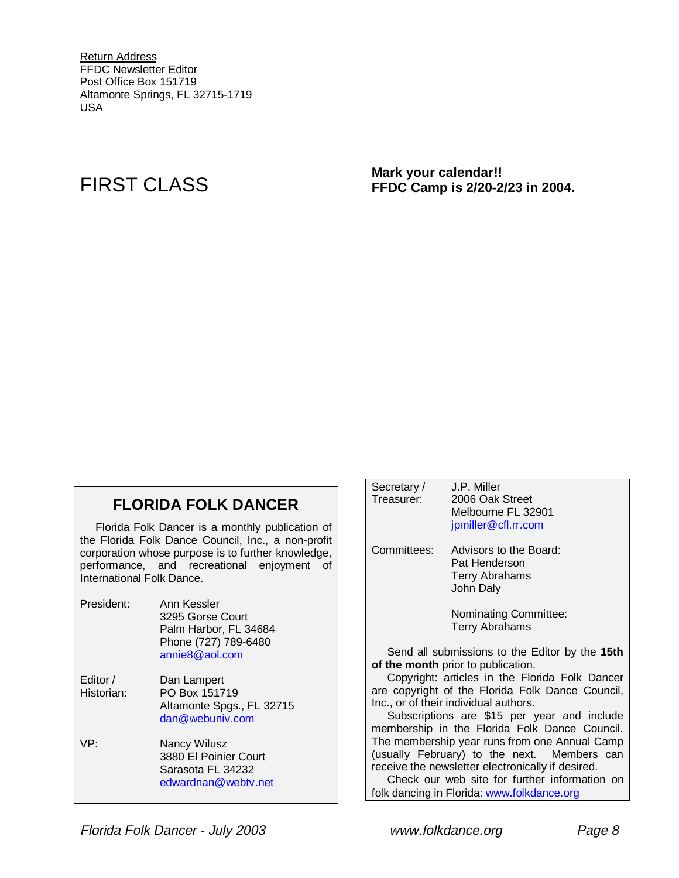Return Address
FFDC Newsletter Editor
Post Office Box 151719
Altamonte Springs, FL 32715-1719
USA

FIRST CLASS

**Mark your calendar!!**
**FFDC Camp is 2/20-2/23 in 2004.**

## FLORIDA FOLK DANCER

Florida Folk Dancer is a monthly publication of the Florida Folk Dance Council, Inc., a non-profit corporation whose purpose is to further knowledge, performance, and recreational enjoyment of International Folk Dance.

| | |
|---|---|
| President: | Ann Kessler<br>3295 Gorse Court<br>Palm Harbor, FL 34684<br>Phone (727) 789-6480<br>annie8@aol.com |
| Editor / Historian: | Dan Lampert<br>PO Box 151719<br>Altamonte Spgs., FL 32715<br>dan@webuniv.com |
| VP: | Nancy Wilusz<br>3880 El Poinier Court<br>Sarasota FL 34232<br>edwardnan@webtv.net |
| Secretary / Treasurer: | J.P. Miller<br>2006 Oak Street<br>Melbourne FL 32901<br>jpmiller@cfl.rr.com |
| Committees: | Advisors to the Board:<br>Pat Henderson<br>Terry Abrahams<br>John Daly<br><br>Nominating Committee:<br>Terry Abrahams |

Send all submissions to the Editor by the **15th of the month** prior to publication.

Copyright: articles in the Florida Folk Dancer are copyright of the Florida Folk Dance Council, Inc., or of their individual authors.

Subscriptions are $15 per year and include membership in the Florida Folk Dance Council. The membership year runs from one Annual Camp (usually February) to the next. Members can receive the newsletter electronically if desired.

Check our web site for further information on folk dancing in Florida: www.folkdance.org